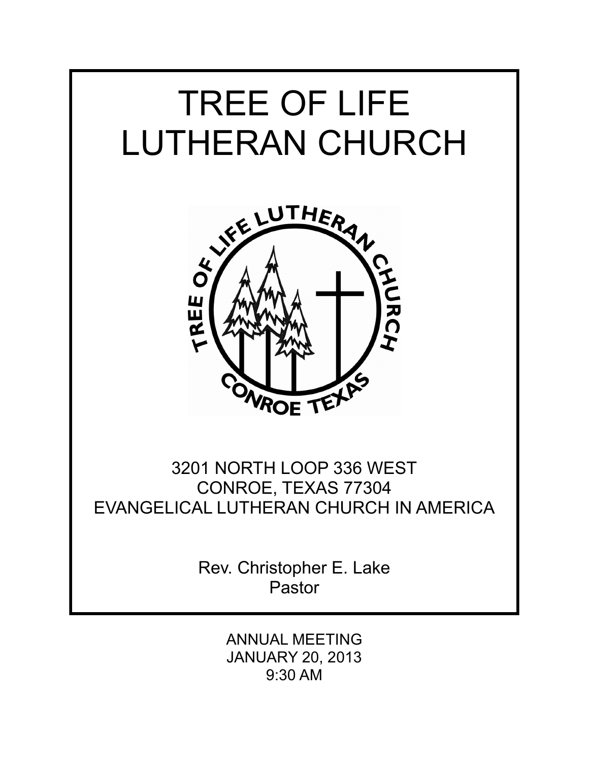# TREE OF LIFE LUTHERAN CHURCH

3201 NORTH LOOP 336 WEST
CONROE, TEXAS 77304
EVANGELICAL LUTHERAN CHURCH IN AMERICA

Rev. Christopher E. Lake
Pastor

ANNUAL MEETING
JANUARY 20, 2013
9:30 AM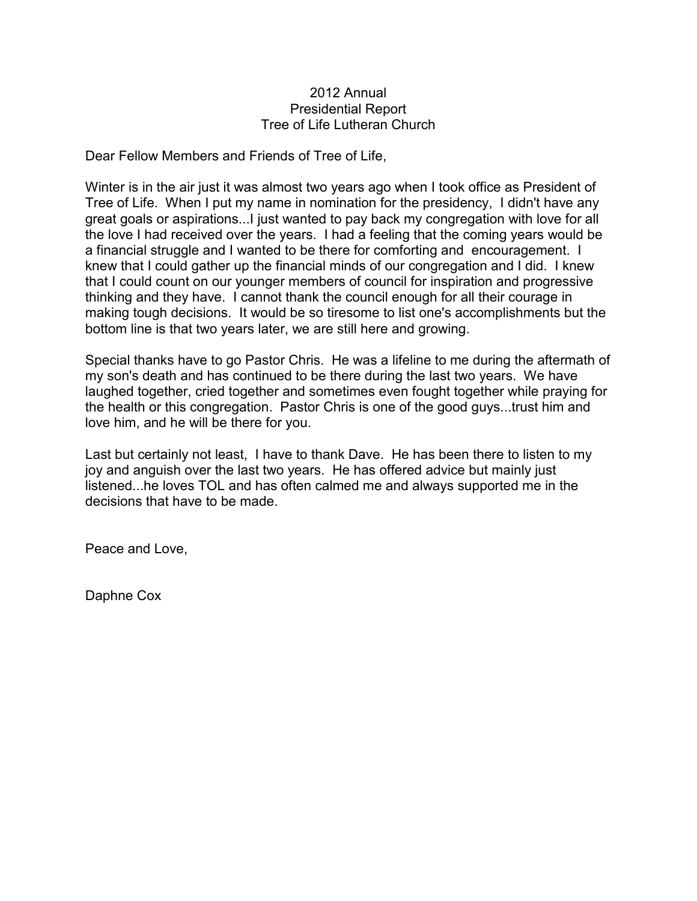# 2012 Annual
## Presidential Report
## Tree of Life Lutheran Church

Dear Fellow Members and Friends of Tree of Life,

Winter is in the air just it was almost two years ago when I took office as President of Tree of Life. When I put my name in nomination for the presidency, I didn't have any great goals or aspirations...I just wanted to pay back my congregation with love for all the love I had received over the years. I had a feeling that the coming years would be a financial struggle and I wanted to be there for comforting and encouragement. I knew that I could gather up the financial minds of our congregation and I did. I knew that I could count on our younger members of council for inspiration and progressive thinking and they have. I cannot thank the council enough for all their courage in making tough decisions. It would be so tiresome to list one's accomplishments but the bottom line is that two years later, we are still here and growing.

Special thanks have to go Pastor Chris. He was a lifeline to me during the aftermath of my son's death and has continued to be there during the last two years. We have laughed together, cried together and sometimes even fought together while praying for the health or this congregation. Pastor Chris is one of the good guys...trust him and love him, and he will be there for you.

Last but certainly not least, I have to thank Dave. He has been there to listen to my joy and anguish over the last two years. He has offered advice but mainly just listened...he loves TOL and has often calmed me and always supported me in the decisions that have to be made.

Peace and Love,

Daphne Cox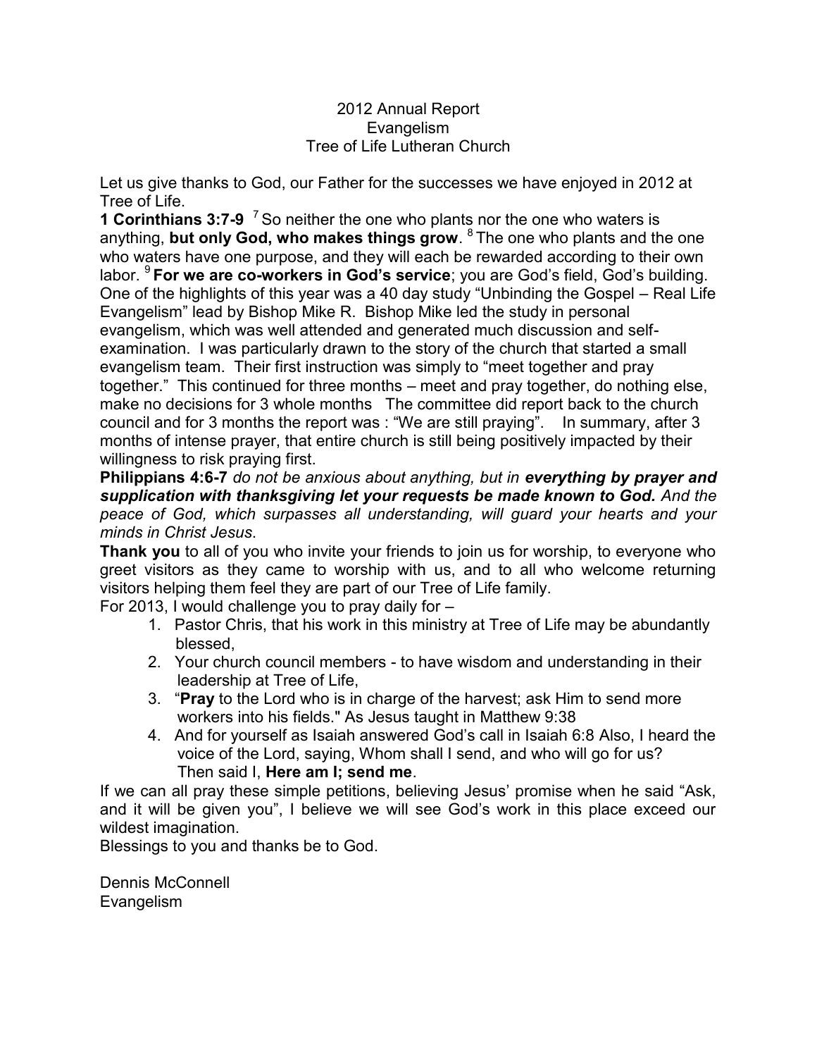# 2012 Annual Report
## Evangelism
## Tree of Life Lutheran Church

Let us give thanks to God, our Father for the successes we have enjoyed in 2012 at Tree of Life.

**1 Corinthians 3:7-9** [7] So neither the one who plants nor the one who waters is anything, **but only God, who makes things grow**. [8] The one who plants and the one who waters have one purpose, and they will each be rewarded according to their own labor. [9] **For we are co-workers in God's service**; you are God's field, God's building. One of the highlights of this year was a 40 day study "Unbinding the Gospel – Real Life Evangelism" lead by Bishop Mike R. Bishop Mike led the study in personal evangelism, which was well attended and generated much discussion and self-examination. I was particularly drawn to the story of the church that started a small evangelism team. Their first instruction was simply to "meet together and pray together." This continued for three months – meet and pray together, do nothing else, make no decisions for 3 whole months The committee did report back to the church council and for 3 months the report was : "We are still praying". In summary, after 3 months of intense prayer, that entire church is still being positively impacted by their willingness to risk praying first.

**Philippians 4:6-7** *do not be anxious about anything, but in **everything by prayer and supplication with thanksgiving let your requests be made known to God.** And the peace of God, which surpasses all understanding, will guard your hearts and your minds in Christ Jesus*.

**Thank you** to all of you who invite your friends to join us for worship, to everyone who greet visitors as they came to worship with us, and to all who welcome returning visitors helping them feel they are part of our Tree of Life family.

For 2013, I would challenge you to pray daily for –

1. Pastor Chris, that his work in this ministry at Tree of Life may be abundantly blessed,
2. Your church council members - to have wisdom and understanding in their leadership at Tree of Life,
3. "**Pray** to the Lord who is in charge of the harvest; ask Him to send more workers into his fields." As Jesus taught in Matthew 9:38
4. And for yourself as Isaiah answered God's call in Isaiah 6:8 Also, I heard the voice of the Lord, saying, Whom shall I send, and who will go for us? Then said I, **Here am I; send me**.

If we can all pray these simple petitions, believing Jesus' promise when he said "Ask, and it will be given you", I believe we will see God's work in this place exceed our wildest imagination.

Blessings to you and thanks be to God.

Dennis McConnell
Evangelism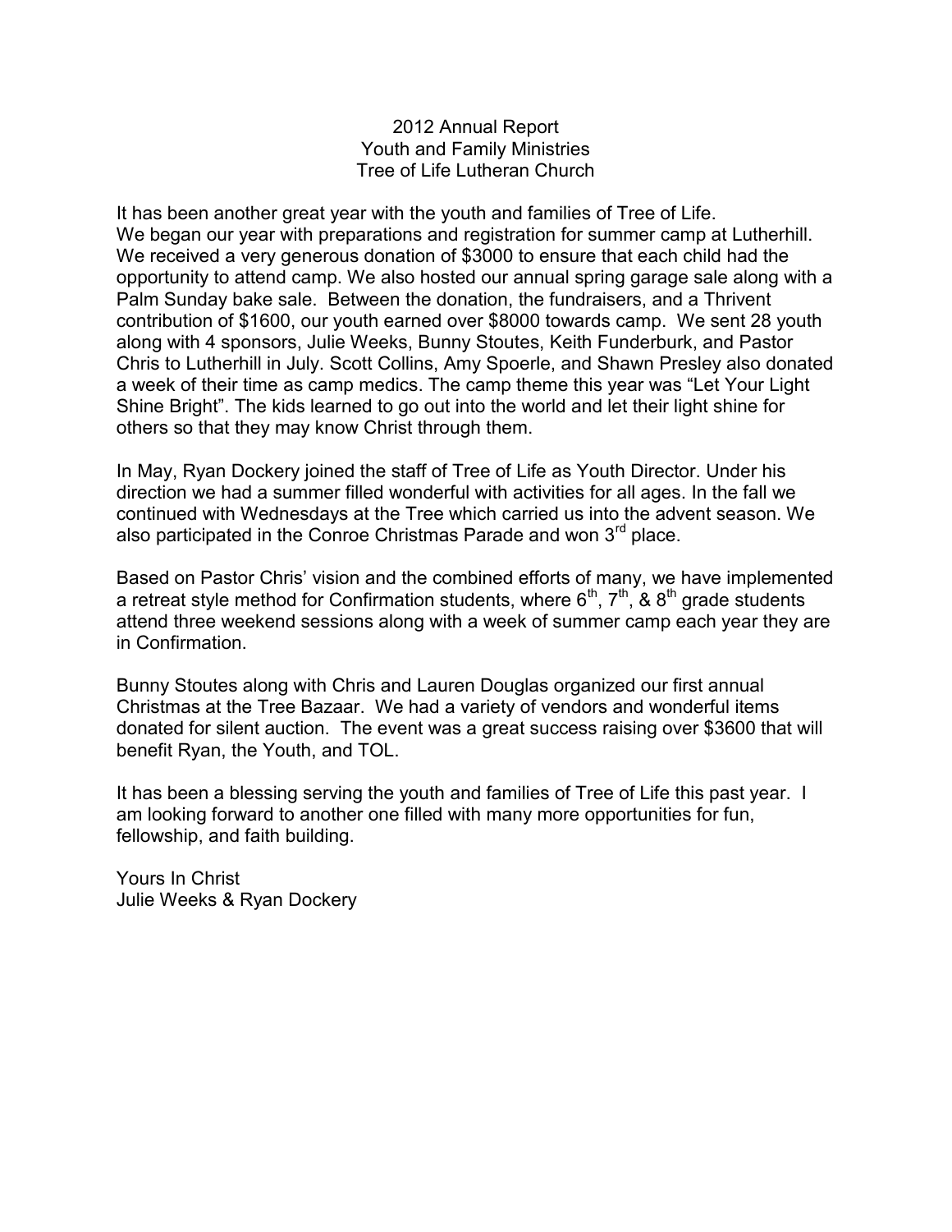# 2012 Annual Report
## Youth and Family Ministries
## Tree of Life Lutheran Church

It has been another great year with the youth and families of Tree of Life. We began our year with preparations and registration for summer camp at Lutherhill. We received a very generous donation of $3000 to ensure that each child had the opportunity to attend camp. We also hosted our annual spring garage sale along with a Palm Sunday bake sale. Between the donation, the fundraisers, and a Thrivent contribution of $1600, our youth earned over $8000 towards camp. We sent 28 youth along with 4 sponsors, Julie Weeks, Bunny Stoutes, Keith Funderburk, and Pastor Chris to Lutherhill in July. Scott Collins, Amy Spoerle, and Shawn Presley also donated a week of their time as camp medics. The camp theme this year was "Let Your Light Shine Bright". The kids learned to go out into the world and let their light shine for others so that they may know Christ through them.

In May, Ryan Dockery joined the staff of Tree of Life as Youth Director. Under his direction we had a summer filled wonderful with activities for all ages. In the fall we continued with Wednesdays at the Tree which carried us into the advent season. We also participated in the Conroe Christmas Parade and won 3rd place.

Based on Pastor Chris' vision and the combined efforts of many, we have implemented a retreat style method for Confirmation students, where 6th, 7th, & 8th grade students attend three weekend sessions along with a week of summer camp each year they are in Confirmation.

Bunny Stoutes along with Chris and Lauren Douglas organized our first annual Christmas at the Tree Bazaar. We had a variety of vendors and wonderful items donated for silent auction. The event was a great success raising over $3600 that will benefit Ryan, the Youth, and TOL.

It has been a blessing serving the youth and families of Tree of Life this past year. I am looking forward to another one filled with many more opportunities for fun, fellowship, and faith building.

Yours In Christ
Julie Weeks & Ryan Dockery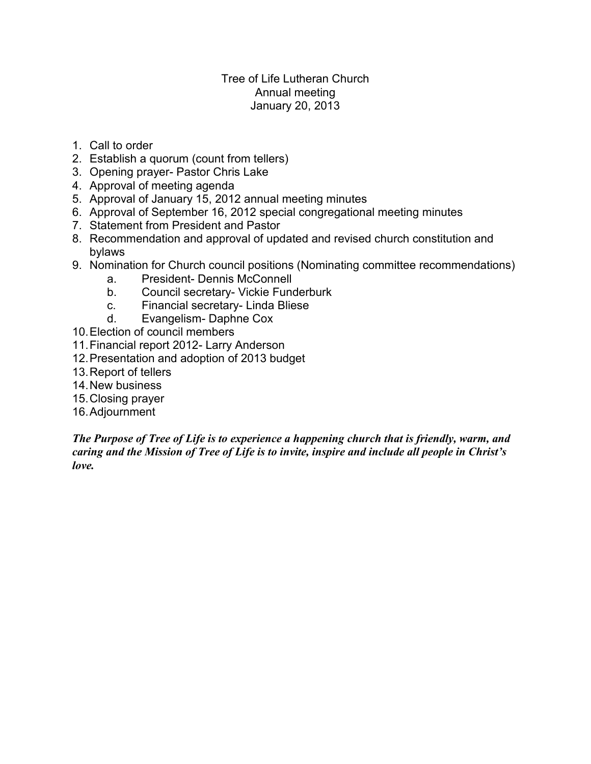# Tree of Life Lutheran Church
## Annual meeting
## January 20, 2013

1. Call to order
2. Establish a quorum (count from tellers)
3. Opening prayer- Pastor Chris Lake
4. Approval of meeting agenda
5. Approval of January 15, 2012 annual meeting minutes
6. Approval of September 16, 2012 special congregational meeting minutes
7. Statement from President and Pastor
8. Recommendation and approval of updated and revised church constitution and bylaws
9. Nomination for Church council positions (Nominating committee recommendations)
    a. President- Dennis McConnell
    b. Council secretary- Vickie Funderburk
    c. Financial secretary- Linda Bliese
    d. Evangelism- Daphne Cox
10. Election of council members
11. Financial report 2012- Larry Anderson
12. Presentation and adoption of 2013 budget
13. Report of tellers
14. New business
15. Closing prayer
16. Adjournment

***The Purpose of Tree of Life is to experience a happening church that is friendly, warm, and caring and the Mission of Tree of Life is to invite, inspire and include all people in Christ's love.***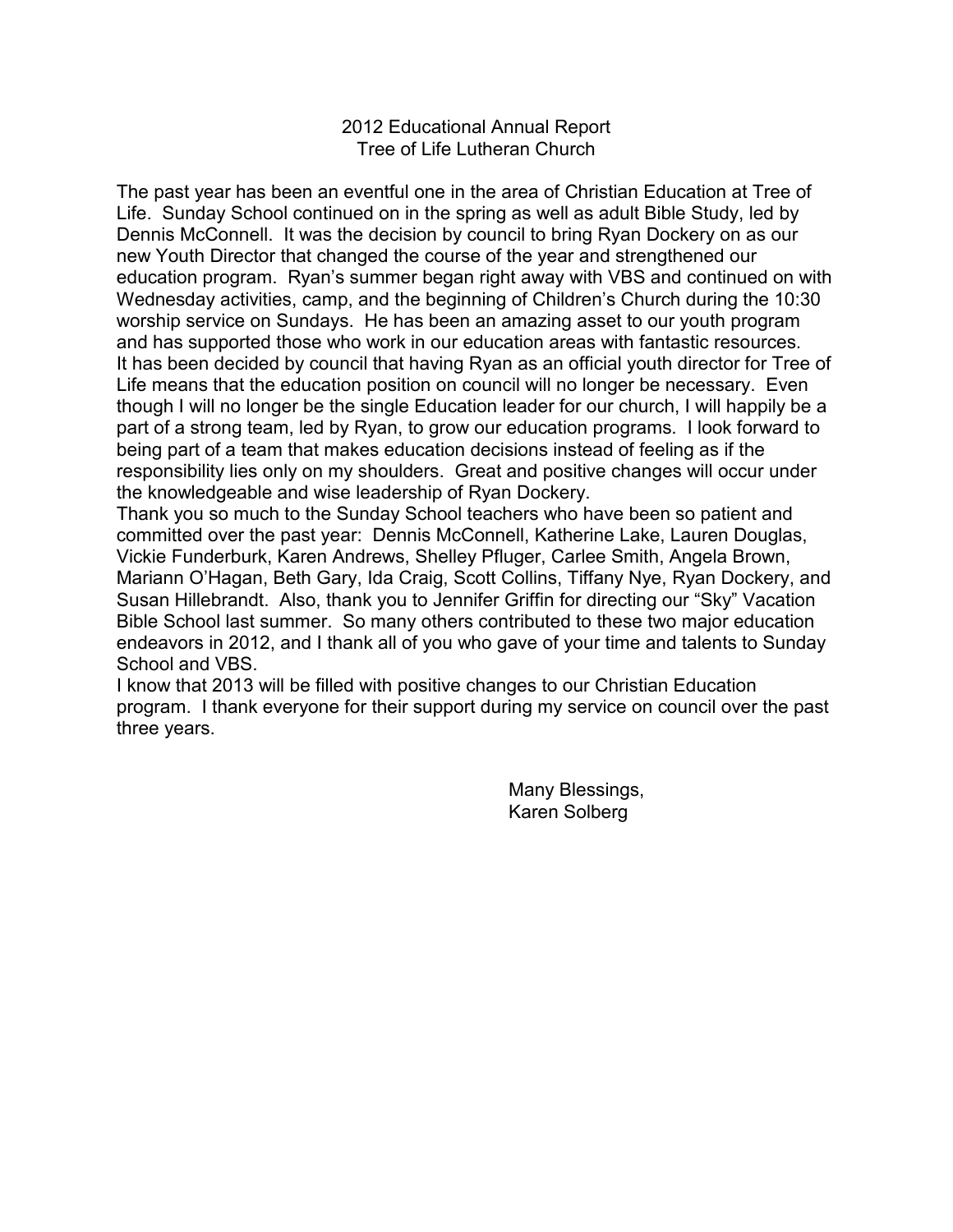# 2012 Educational Annual Report
## Tree of Life Lutheran Church

The past year has been an eventful one in the area of Christian Education at Tree of Life. Sunday School continued on in the spring as well as adult Bible Study, led by Dennis McConnell. It was the decision by council to bring Ryan Dockery on as our new Youth Director that changed the course of the year and strengthened our education program. Ryan's summer began right away with VBS and continued on with Wednesday activities, camp, and the beginning of Children's Church during the 10:30 worship service on Sundays. He has been an amazing asset to our youth program and has supported those who work in our education areas with fantastic resources.

It has been decided by council that having Ryan as an official youth director for Tree of Life means that the education position on council will no longer be necessary. Even though I will no longer be the single Education leader for our church, I will happily be a part of a strong team, led by Ryan, to grow our education programs. I look forward to being part of a team that makes education decisions instead of feeling as if the responsibility lies only on my shoulders. Great and positive changes will occur under the knowledgeable and wise leadership of Ryan Dockery.

Thank you so much to the Sunday School teachers who have been so patient and committed over the past year: Dennis McConnell, Katherine Lake, Lauren Douglas, Vickie Funderburk, Karen Andrews, Shelley Pfluger, Carlee Smith, Angela Brown, Mariann O'Hagan, Beth Gary, Ida Craig, Scott Collins, Tiffany Nye, Ryan Dockery, and Susan Hillebrandt. Also, thank you to Jennifer Griffin for directing our "Sky" Vacation Bible School last summer. So many others contributed to these two major education endeavors in 2012, and I thank all of you who gave of your time and talents to Sunday School and VBS.

I know that 2013 will be filled with positive changes to our Christian Education program. I thank everyone for their support during my service on council over the past three years.

Many Blessings,
Karen Solberg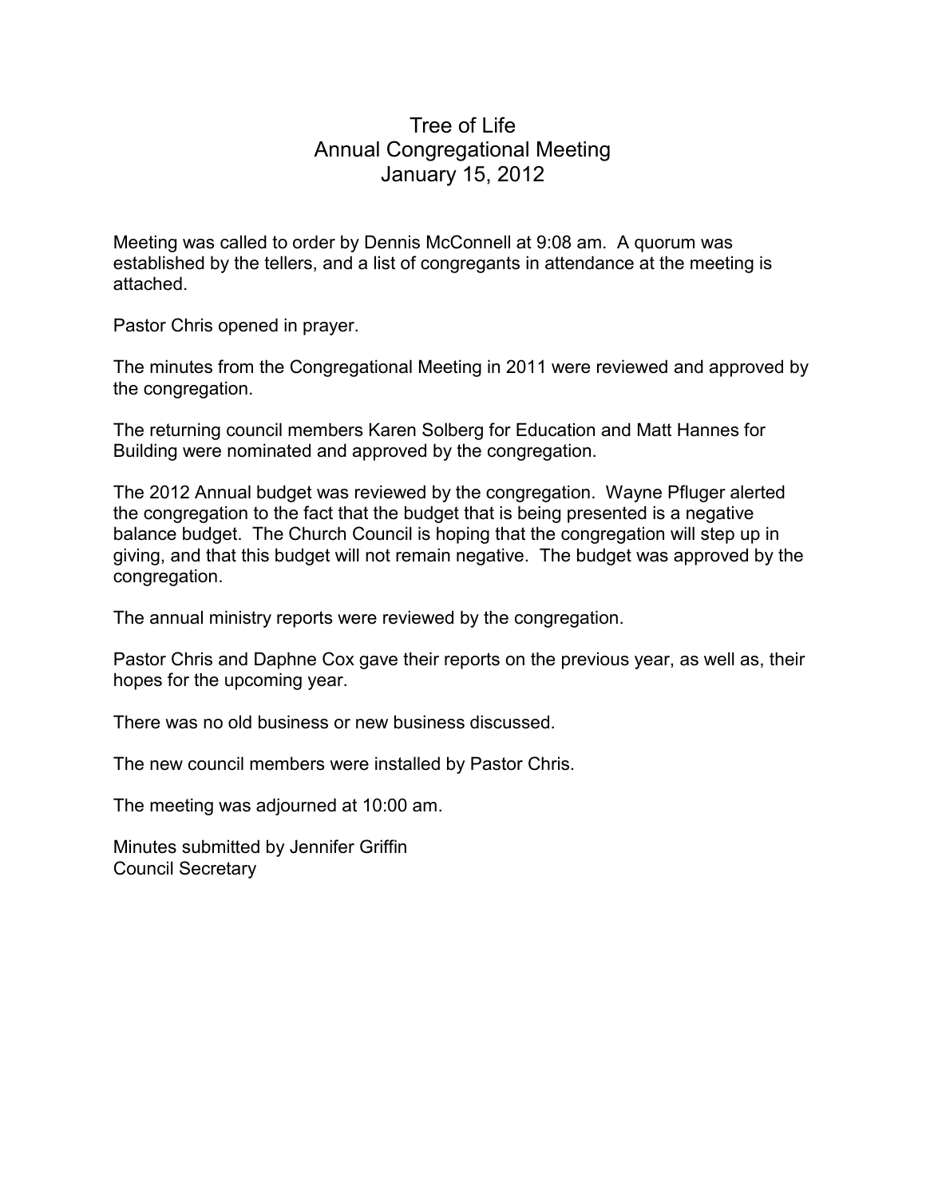# Tree of Life
## Annual Congregational Meeting
## January 15, 2012

Meeting was called to order by Dennis McConnell at 9:08 am. A quorum was established by the tellers, and a list of congregants in attendance at the meeting is attached.

Pastor Chris opened in prayer.

The minutes from the Congregational Meeting in 2011 were reviewed and approved by the congregation.

The returning council members Karen Solberg for Education and Matt Hannes for Building were nominated and approved by the congregation.

The 2012 Annual budget was reviewed by the congregation. Wayne Pfluger alerted the congregation to the fact that the budget that is being presented is a negative balance budget. The Church Council is hoping that the congregation will step up in giving, and that this budget will not remain negative. The budget was approved by the congregation.

The annual ministry reports were reviewed by the congregation.

Pastor Chris and Daphne Cox gave their reports on the previous year, as well as, their hopes for the upcoming year.

There was no old business or new business discussed.

The new council members were installed by Pastor Chris.

The meeting was adjourned at 10:00 am.

Minutes submitted by Jennifer Griffin
Council Secretary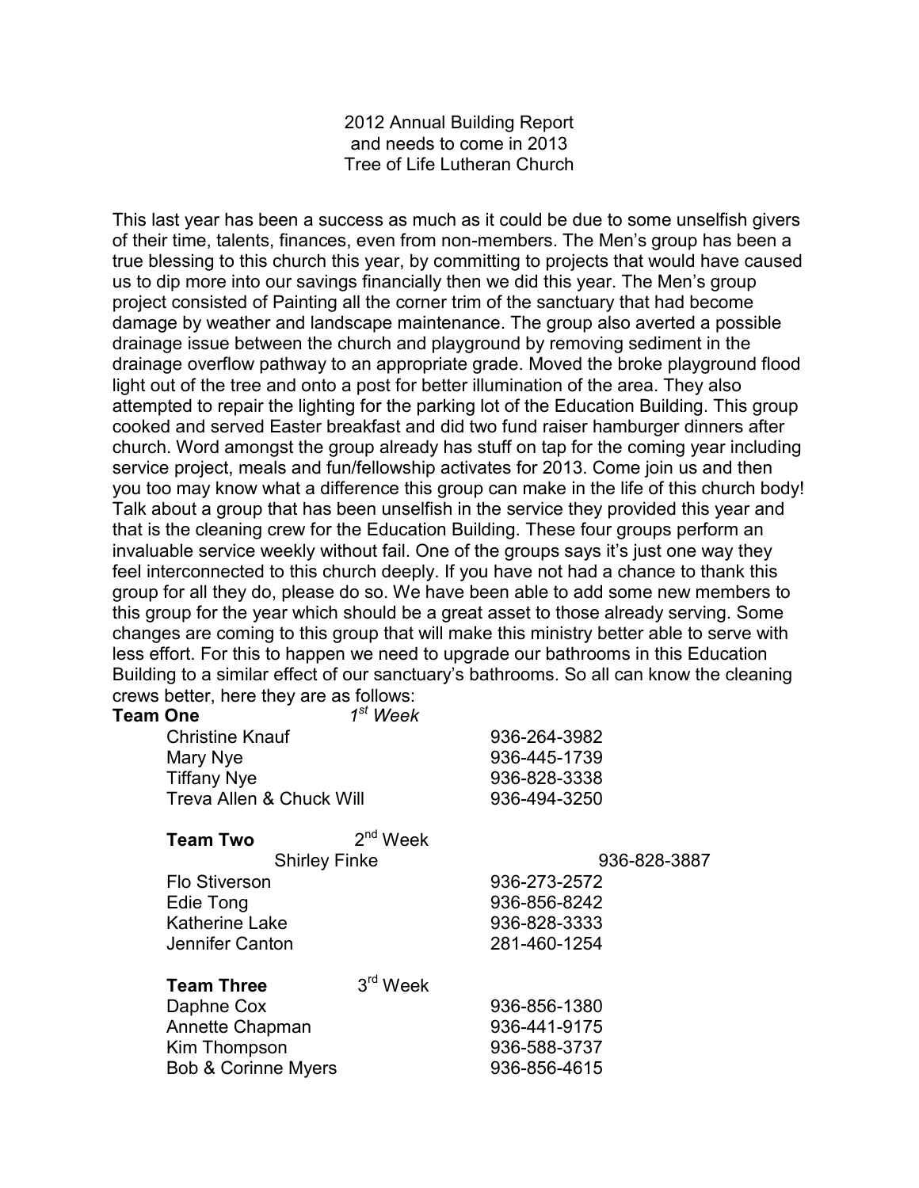2012 Annual Building Report
and needs to come in 2013
Tree of Life Lutheran Church

This last year has been a success as much as it could be due to some unselfish givers of their time, talents, finances, even from non-members. The Men's group has been a true blessing to this church this year, by committing to projects that would have caused us to dip more into our savings financially then we did this year. The Men's group project consisted of Painting all the corner trim of the sanctuary that had become damage by weather and landscape maintenance. The group also averted a possible drainage issue between the church and playground by removing sediment in the drainage overflow pathway to an appropriate grade. Moved the broke playground flood light out of the tree and onto a post for better illumination of the area. They also attempted to repair the lighting for the parking lot of the Education Building. This group cooked and served Easter breakfast and did two fund raiser hamburger dinners after church. Word amongst the group already has stuff on tap for the coming year including service project, meals and fun/fellowship activates for 2013. Come join us and then you too may know what a difference this group can make in the life of this church body! Talk about a group that has been unselfish in the service they provided this year and that is the cleaning crew for the Education Building. These four groups perform an invaluable service weekly without fail. One of the groups says it's just one way they feel interconnected to this church deeply. If you have not had a chance to thank this group for all they do, please do so. We have been able to add some new members to this group for the year which should be a great asset to those already serving. Some changes are coming to this group that will make this ministry better able to serve with less effort. For this to happen we need to upgrade our bathrooms in this Education Building to a similar effect of our sanctuary's bathrooms. So all can know the cleaning crews better, here they are as follows:

**Team One** *1st Week*

| | |
|---|---|
| Christine Knauf | 936-264-3982 |
| Mary Nye | 936-445-1739 |
| Tiffany Nye | 936-828-3338 |
| Treva Allen & Chuck Will | 936-494-3250 |

**Team Two** 2nd Week

| | |
|---|---|
| Shirley Finke | 936-828-3887 |
| Flo Stiverson | 936-273-2572 |
| Edie Tong | 936-856-8242 |
| Katherine Lake | 936-828-3333 |
| Jennifer Canton | 281-460-1254 |

**Team Three** 3rd Week

| | |
|---|---|
| Daphne Cox | 936-856-1380 |
| Annette Chapman | 936-441-9175 |
| Kim Thompson | 936-588-3737 |
| Bob & Corinne Myers | 936-856-4615 |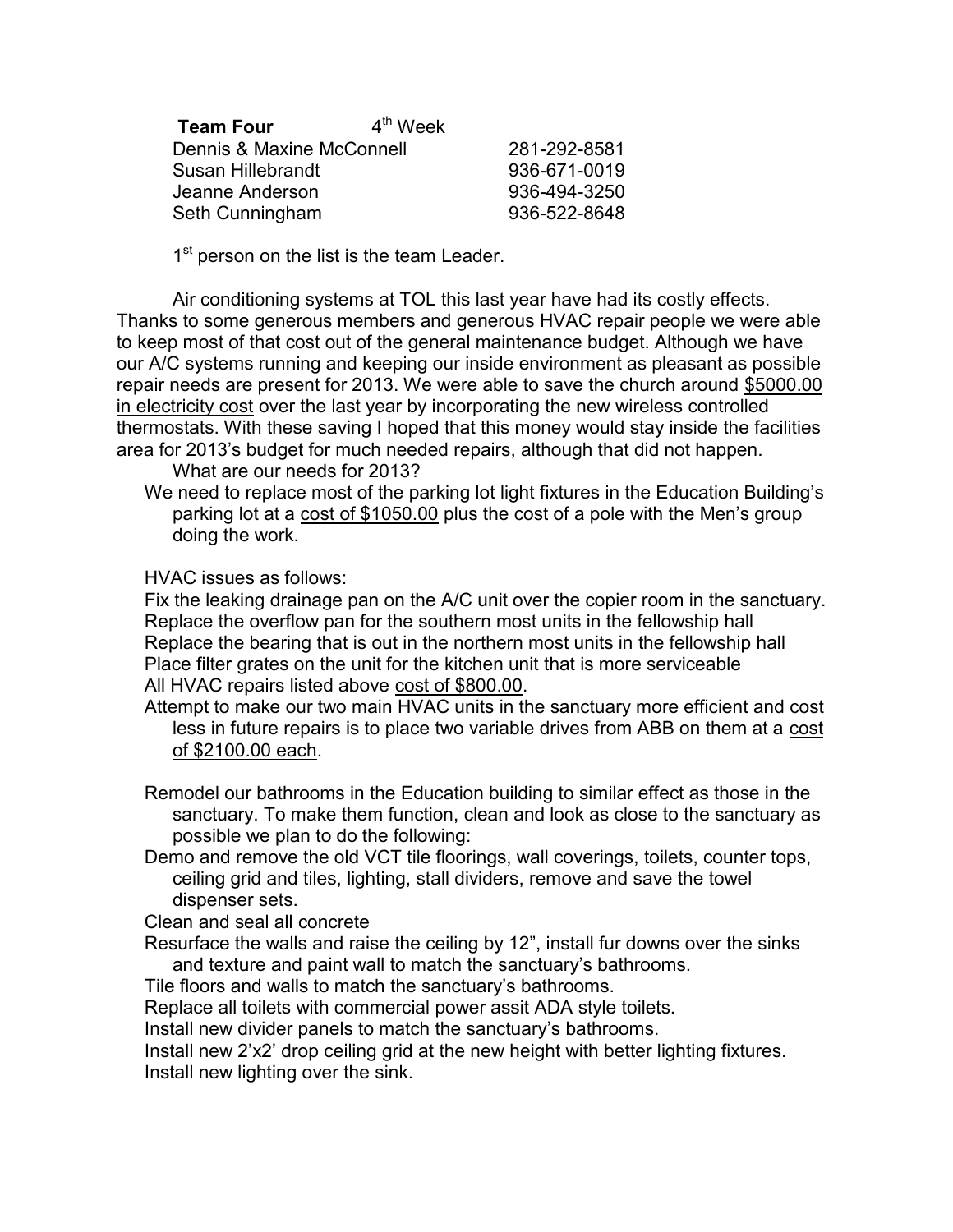**Team Four** 4th Week

| | |
|---|---|
| Dennis & Maxine McConnell | 281-292-8581 |
| Susan Hillebrandt | 936-671-0019 |
| Jeanne Anderson | 936-494-3250 |
| Seth Cunningham | 936-522-8648 |

1st person on the list is the team Leader.

Air conditioning systems at TOL this last year have had its costly effects. Thanks to some generous members and generous HVAC repair people we were able to keep most of that cost out of the general maintenance budget. Although we have our A/C systems running and keeping our inside environment as pleasant as possible repair needs are present for 2013. We were able to save the church around <u>$5000.00 in electricity cost</u> over the last year by incorporating the new wireless controlled thermostats. With these saving I hoped that this money would stay inside the facilities area for 2013's budget for much needed repairs, although that did not happen.

What are our needs for 2013?

We need to replace most of the parking lot light fixtures in the Education Building's parking lot at a <u>cost of $1050.00</u> plus the cost of a pole with the Men's group doing the work.

HVAC issues as follows:

Fix the leaking drainage pan on the A/C unit over the copier room in the sanctuary.
Replace the overflow pan for the southern most units in the fellowship hall
Replace the bearing that is out in the northern most units in the fellowship hall
Place filter grates on the unit for the kitchen unit that is more serviceable
All HVAC repairs listed above <u>cost of $800.00</u>.

Attempt to make our two main HVAC units in the sanctuary more efficient and cost less in future repairs is to place two variable drives from ABB on them at a <u>cost of $2100.00 each</u>.

Remodel our bathrooms in the Education building to similar effect as those in the sanctuary. To make them function, clean and look as close to the sanctuary as possible we plan to do the following:

Demo and remove the old VCT tile floorings, wall coverings, toilets, counter tops, ceiling grid and tiles, lighting, stall dividers, remove and save the towel dispenser sets.

Clean and seal all concrete

Resurface the walls and raise the ceiling by 12", install fur downs over the sinks and texture and paint wall to match the sanctuary's bathrooms.

Tile floors and walls to match the sanctuary's bathrooms.

Replace all toilets with commercial power assit ADA style toilets.

Install new divider panels to match the sanctuary's bathrooms.

Install new 2'x2' drop ceiling grid at the new height with better lighting fixtures.

Install new lighting over the sink.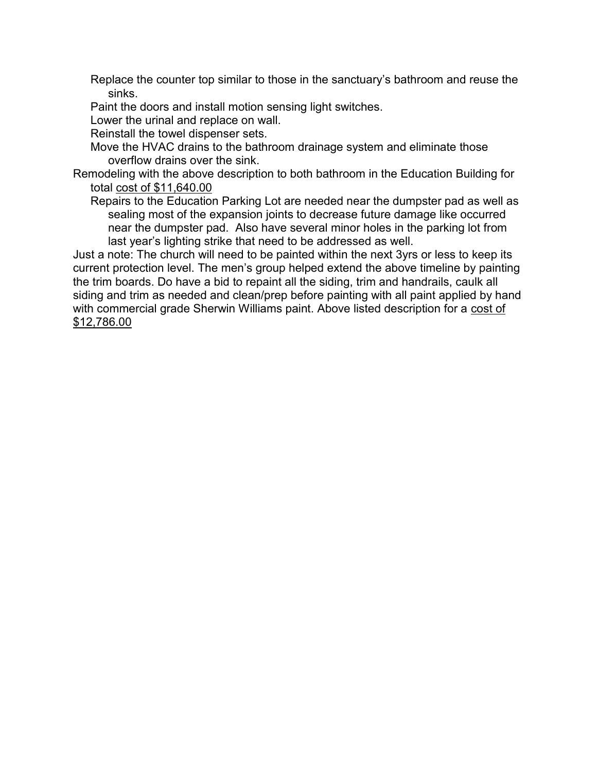Replace the counter top similar to those in the sanctuary's bathroom and reuse the sinks.

Paint the doors and install motion sensing light switches.

Lower the urinal and replace on wall.

Reinstall the towel dispenser sets.

Move the HVAC drains to the bathroom drainage system and eliminate those overflow drains over the sink.

Remodeling with the above description to both bathroom in the Education Building for total <u>cost of $11,640.00</u>

Repairs to the Education Parking Lot are needed near the dumpster pad as well as sealing most of the expansion joints to decrease future damage like occurred near the dumpster pad. Also have several minor holes in the parking lot from last year's lighting strike that need to be addressed as well.

Just a note: The church will need to be painted within the next 3yrs or less to keep its current protection level. The men's group helped extend the above timeline by painting the trim boards. Do have a bid to repaint all the siding, trim and handrails, caulk all siding and trim as needed and clean/prep before painting with all paint applied by hand with commercial grade Sherwin Williams paint. Above listed description for a <u>cost of $12,786.00</u>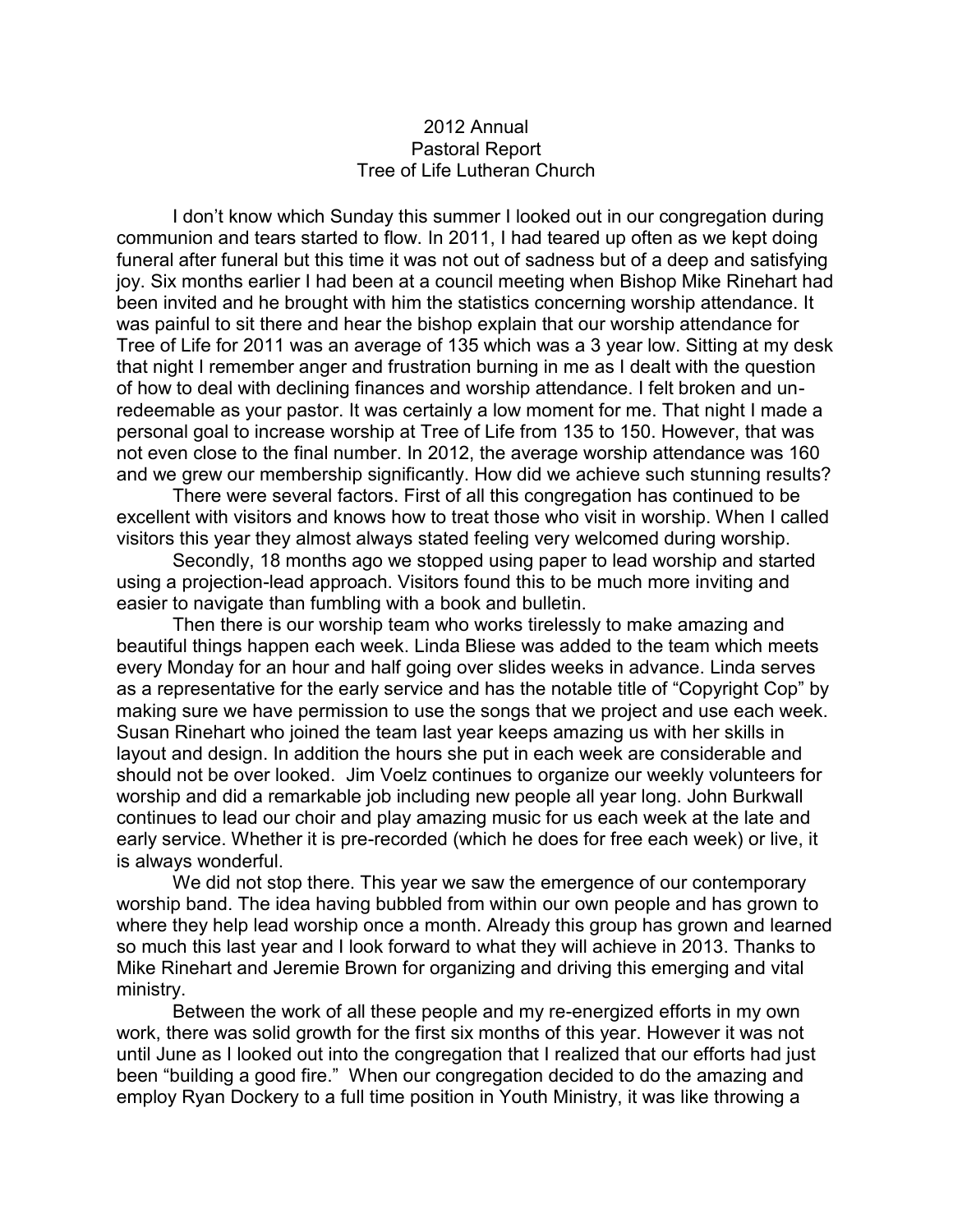# 2012 Annual
## Pastoral Report
## Tree of Life Lutheran Church

I don't know which Sunday this summer I looked out in our congregation during communion and tears started to flow. In 2011, I had teared up often as we kept doing funeral after funeral but this time it was not out of sadness but of a deep and satisfying joy. Six months earlier I had been at a council meeting when Bishop Mike Rinehart had been invited and he brought with him the statistics concerning worship attendance. It was painful to sit there and hear the bishop explain that our worship attendance for Tree of Life for 2011 was an average of 135 which was a 3 year low. Sitting at my desk that night I remember anger and frustration burning in me as I dealt with the question of how to deal with declining finances and worship attendance. I felt broken and un-redeemable as your pastor. It was certainly a low moment for me. That night I made a personal goal to increase worship at Tree of Life from 135 to 150. However, that was not even close to the final number. In 2012, the average worship attendance was 160 and we grew our membership significantly. How did we achieve such stunning results?

There were several factors. First of all this congregation has continued to be excellent with visitors and knows how to treat those who visit in worship. When I called visitors this year they almost always stated feeling very welcomed during worship.

Secondly, 18 months ago we stopped using paper to lead worship and started using a projection-lead approach. Visitors found this to be much more inviting and easier to navigate than fumbling with a book and bulletin.

Then there is our worship team who works tirelessly to make amazing and beautiful things happen each week. Linda Bliese was added to the team which meets every Monday for an hour and half going over slides weeks in advance. Linda serves as a representative for the early service and has the notable title of "Copyright Cop" by making sure we have permission to use the songs that we project and use each week. Susan Rinehart who joined the team last year keeps amazing us with her skills in layout and design. In addition the hours she put in each week are considerable and should not be over looked. Jim Voelz continues to organize our weekly volunteers for worship and did a remarkable job including new people all year long. John Burkwall continues to lead our choir and play amazing music for us each week at the late and early service. Whether it is pre-recorded (which he does for free each week) or live, it is always wonderful.

We did not stop there. This year we saw the emergence of our contemporary worship band. The idea having bubbled from within our own people and has grown to where they help lead worship once a month. Already this group has grown and learned so much this last year and I look forward to what they will achieve in 2013. Thanks to Mike Rinehart and Jeremie Brown for organizing and driving this emerging and vital ministry.

Between the work of all these people and my re-energized efforts in my own work, there was solid growth for the first six months of this year. However it was not until June as I looked out into the congregation that I realized that our efforts had just been "building a good fire." When our congregation decided to do the amazing and employ Ryan Dockery to a full time position in Youth Ministry, it was like throwing a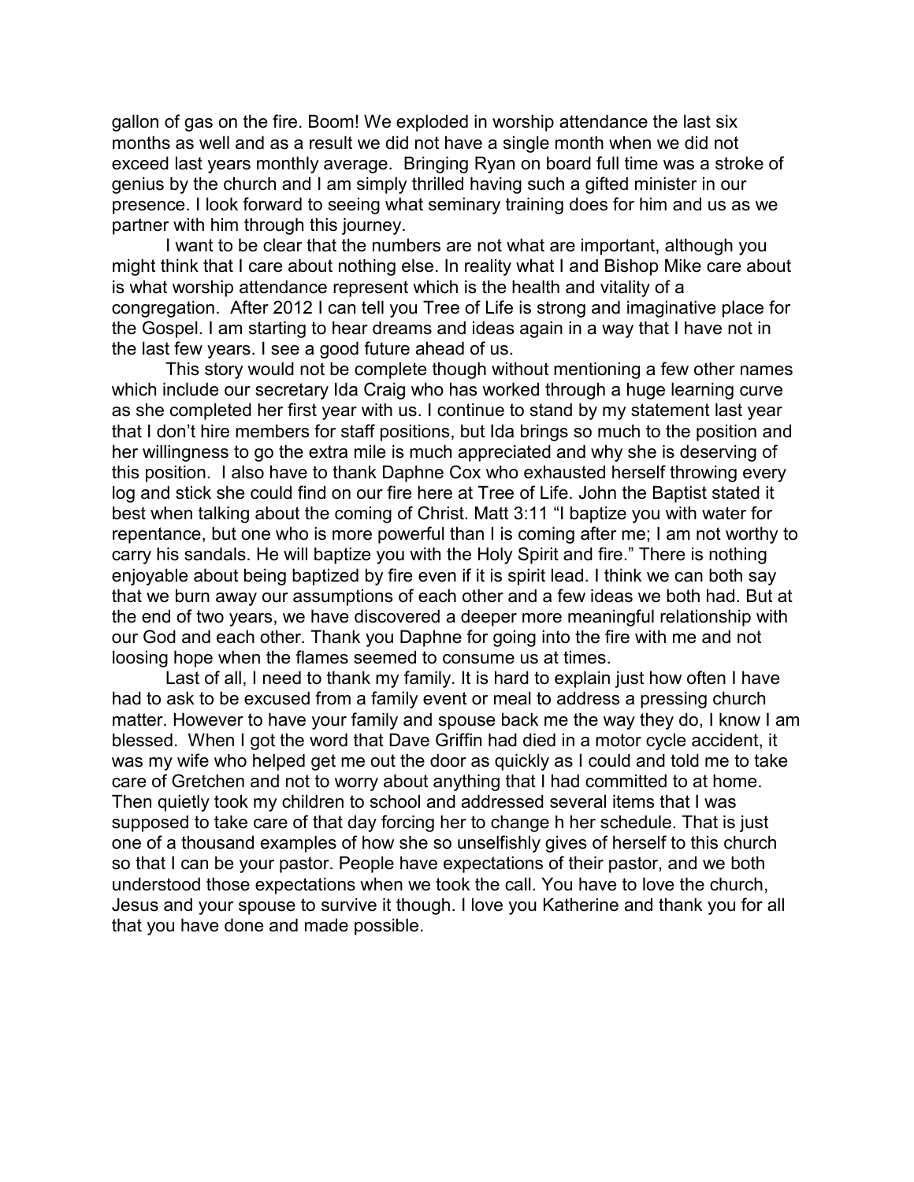gallon of gas on the fire. Boom! We exploded in worship attendance the last six months as well and as a result we did not have a single month when we did not exceed last years monthly average. Bringing Ryan on board full time was a stroke of genius by the church and I am simply thrilled having such a gifted minister in our presence. I look forward to seeing what seminary training does for him and us as we partner with him through this journey.

I want to be clear that the numbers are not what are important, although you might think that I care about nothing else. In reality what I and Bishop Mike care about is what worship attendance represent which is the health and vitality of a congregation. After 2012 I can tell you Tree of Life is strong and imaginative place for the Gospel. I am starting to hear dreams and ideas again in a way that I have not in the last few years. I see a good future ahead of us.

This story would not be complete though without mentioning a few other names which include our secretary Ida Craig who has worked through a huge learning curve as she completed her first year with us. I continue to stand by my statement last year that I don't hire members for staff positions, but Ida brings so much to the position and her willingness to go the extra mile is much appreciated and why she is deserving of this position. I also have to thank Daphne Cox who exhausted herself throwing every log and stick she could find on our fire here at Tree of Life. John the Baptist stated it best when talking about the coming of Christ. Matt 3:11 "I baptize you with water for repentance, but one who is more powerful than I is coming after me; I am not worthy to carry his sandals. He will baptize you with the Holy Spirit and fire." There is nothing enjoyable about being baptized by fire even if it is spirit lead. I think we can both say that we burn away our assumptions of each other and a few ideas we both had. But at the end of two years, we have discovered a deeper more meaningful relationship with our God and each other. Thank you Daphne for going into the fire with me and not loosing hope when the flames seemed to consume us at times.

Last of all, I need to thank my family. It is hard to explain just how often I have had to ask to be excused from a family event or meal to address a pressing church matter. However to have your family and spouse back me the way they do, I know I am blessed. When I got the word that Dave Griffin had died in a motor cycle accident, it was my wife who helped get me out the door as quickly as I could and told me to take care of Gretchen and not to worry about anything that I had committed to at home. Then quietly took my children to school and addressed several items that I was supposed to take care of that day forcing her to change h her schedule. That is just one of a thousand examples of how she so unselfishly gives of herself to this church so that I can be your pastor. People have expectations of their pastor, and we both understood those expectations when we took the call. You have to love the church, Jesus and your spouse to survive it though. I love you Katherine and thank you for all that you have done and made possible.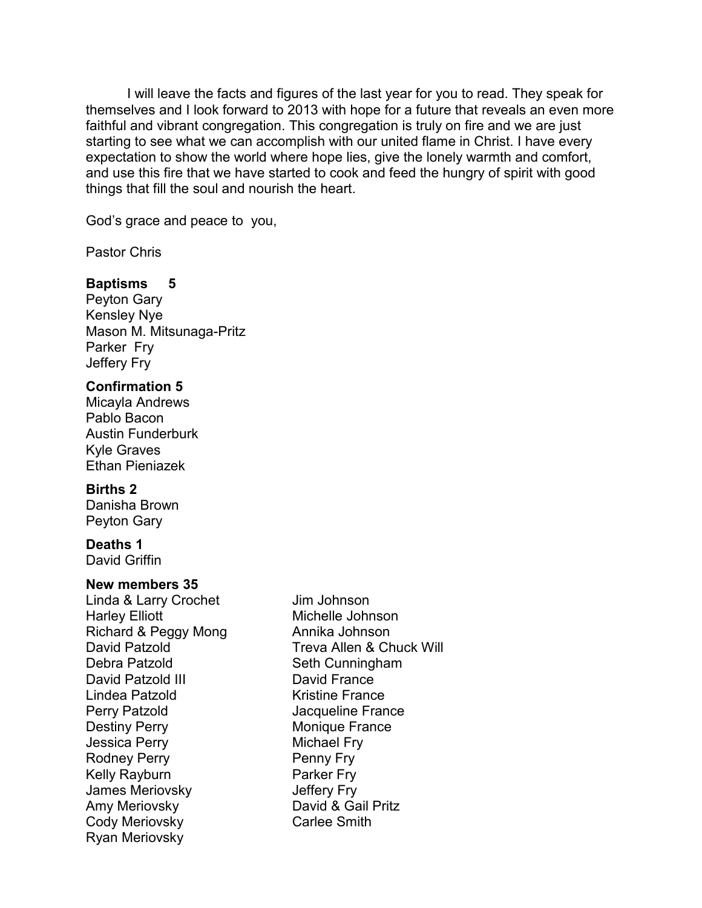I will leave the facts and figures of the last year for you to read. They speak for themselves and I look forward to 2013 with hope for a future that reveals an even more faithful and vibrant congregation. This congregation is truly on fire and we are just starting to see what we can accomplish with our united flame in Christ. I have every expectation to show the world where hope lies, give the lonely warmth and comfort, and use this fire that we have started to cook and feed the hungry of spirit with good things that fill the soul and nourish the heart.

God's grace and peace to you,

Pastor Chris

**Baptisms 5**

Peyton Gary
Kensley Nye
Mason M. Mitsunaga-Pritz
Parker Fry
Jeffery Fry

**Confirmation 5**

Micayla Andrews
Pablo Bacon
Austin Funderburk
Kyle Graves
Ethan Pieniazek

**Births 2**

Danisha Brown
Peyton Gary

**Deaths 1**

David Griffin

**New members 35**

Linda & Larry Crochet
Harley Elliott
Richard & Peggy Mong
David Patzold
Debra Patzold
David Patzold III
Lindea Patzold
Perry Patzold
Destiny Perry
Jessica Perry
Rodney Perry
Kelly Rayburn
James Meriovsky
Amy Meriovsky
Cody Meriovsky
Ryan Meriovsky
Jim Johnson
Michelle Johnson
Annika Johnson
Treva Allen & Chuck Will
Seth Cunningham
David France
Kristine France
Jacqueline France
Monique France
Michael Fry
Penny Fry
Parker Fry
Jeffery Fry
David & Gail Pritz
Carlee Smith